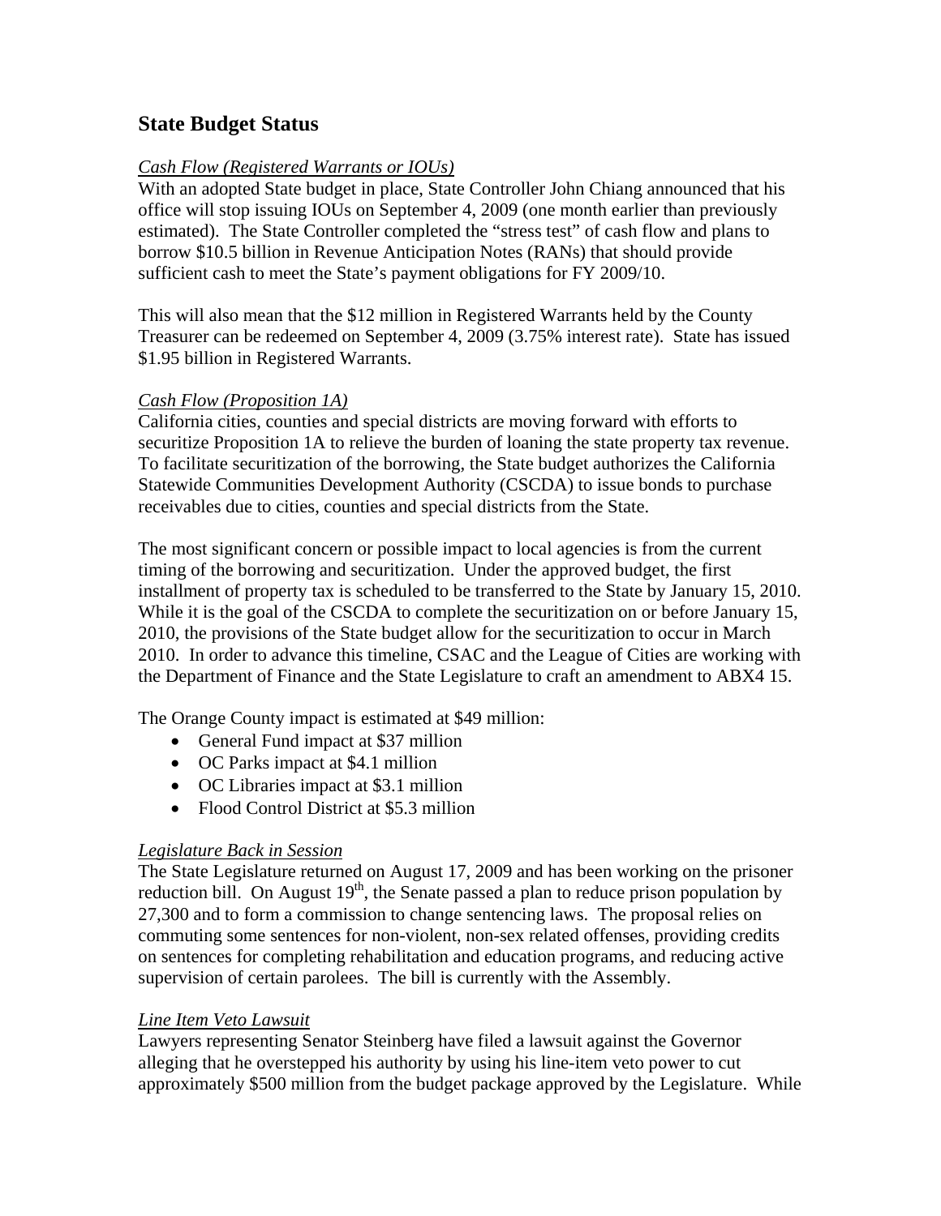## State Budget Status

*Cash Flow (Registered Warrants or IOUs)*

With an adopted State budget in place, State Controller John Chiang announced that his office will stop issuing IOUs on September 4, 2009 (one month earlier than previously estimated). The State Controller completed the "stress test" of cash flow and plans to borrow \$10.5 billion in Revenue Anticipation Notes (RANs) that should provide sufficient cash to meet the State's payment obligations for FY 2009/10.

This will also mean that the \$12 million in Registered Warrants held by the County Treasurer can be redeemed on September 4, 2009 (3.75% interest rate). State has issued \$1.95 billion in Registered Warrants.

*Cash Flow (Proposition 1A)*

California cities, counties and special districts are moving forward with efforts to securitize Proposition 1A to relieve the burden of loaning the state property tax revenue. To facilitate securitization of the borrowing, the State budget authorizes the California Statewide Communities Development Authority (CSCDA) to issue bonds to purchase receivables due to cities, counties and special districts from the State.

The most significant concern or possible impact to local agencies is from the current timing of the borrowing and securitization. Under the approved budget, the first installment of property tax is scheduled to be transferred to the State by January 15, 2010. While it is the goal of the CSCDA to complete the securitization on or before January 15, 2010, the provisions of the State budget allow for the securitization to occur in March 2010. In order to advance this timeline, CSAC and the League of Cities are working with the Department of Finance and the State Legislature to craft an amendment to ABX4 15.

The Orange County impact is estimated at \$49 million:

- General Fund impact at \$37 million
- OC Parks impact at \$4.1 million
- OC Libraries impact at \$3.1 million
- Flood Control District at \$5.3 million

*Legislature Back in Session*

The State Legislature returned on August 17, 2009 and has been working on the prisoner reduction bill. On August 19th, the Senate passed a plan to reduce prison population by 27,300 and to form a commission to change sentencing laws. The proposal relies on commuting some sentences for non-violent, non-sex related offenses, providing credits on sentences for completing rehabilitation and education programs, and reducing active supervision of certain parolees. The bill is currently with the Assembly.

*Line Item Veto Lawsuit*

Lawyers representing Senator Steinberg have filed a lawsuit against the Governor alleging that he overstepped his authority by using his line-item veto power to cut approximately \$500 million from the budget package approved by the Legislature. While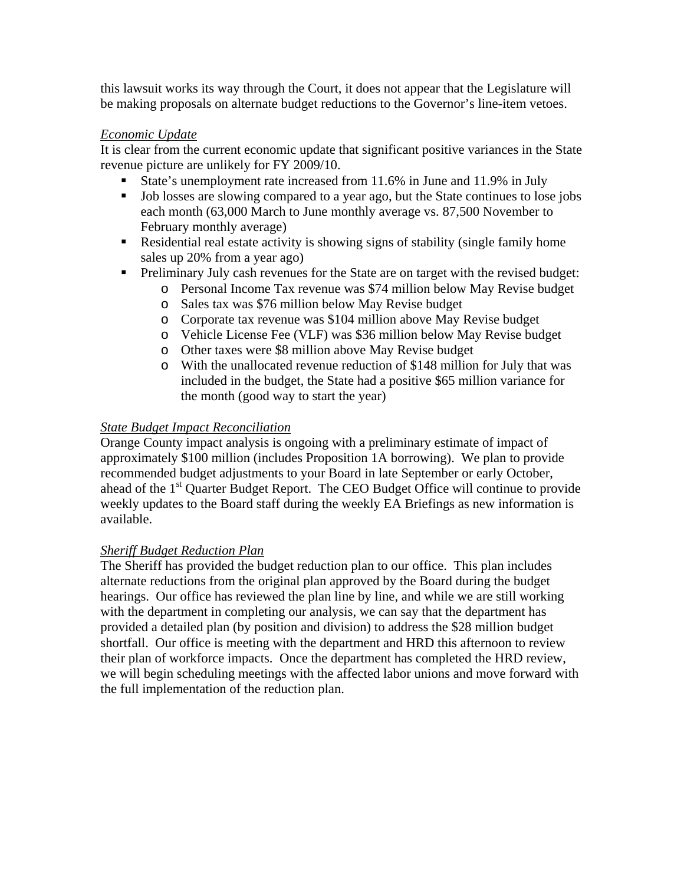this lawsuit works its way through the Court, it does not appear that the Legislature will be making proposals on alternate budget reductions to the Governor's line-item vetoes.

*Economic Update*

It is clear from the current economic update that significant positive variances in the State revenue picture are unlikely for FY 2009/10.

- State's unemployment rate increased from 11.6% in June and 11.9% in July
- Job losses are slowing compared to a year ago, but the State continues to lose jobs each month (63,000 March to June monthly average vs. 87,500 November to February monthly average)
- Residential real estate activity is showing signs of stability (single family home sales up 20% from a year ago)
- Preliminary July cash revenues for the State are on target with the revised budget:
  - Personal Income Tax revenue was $74 million below May Revise budget
  - Sales tax was $76 million below May Revise budget
  - Corporate tax revenue was $104 million above May Revise budget
  - Vehicle License Fee (VLF) was $36 million below May Revise budget
  - Other taxes were $8 million above May Revise budget
  - With the unallocated revenue reduction of $148 million for July that was included in the budget, the State had a positive $65 million variance for the month (good way to start the year)

*State Budget Impact Reconciliation*

Orange County impact analysis is ongoing with a preliminary estimate of impact of approximately $100 million (includes Proposition 1A borrowing). We plan to provide recommended budget adjustments to your Board in late September or early October, ahead of the 1st Quarter Budget Report. The CEO Budget Office will continue to provide weekly updates to the Board staff during the weekly EA Briefings as new information is available.

*Sheriff Budget Reduction Plan*

The Sheriff has provided the budget reduction plan to our office. This plan includes alternate reductions from the original plan approved by the Board during the budget hearings. Our office has reviewed the plan line by line, and while we are still working with the department in completing our analysis, we can say that the department has provided a detailed plan (by position and division) to address the $28 million budget shortfall. Our office is meeting with the department and HRD this afternoon to review their plan of workforce impacts. Once the department has completed the HRD review, we will begin scheduling meetings with the affected labor unions and move forward with the full implementation of the reduction plan.